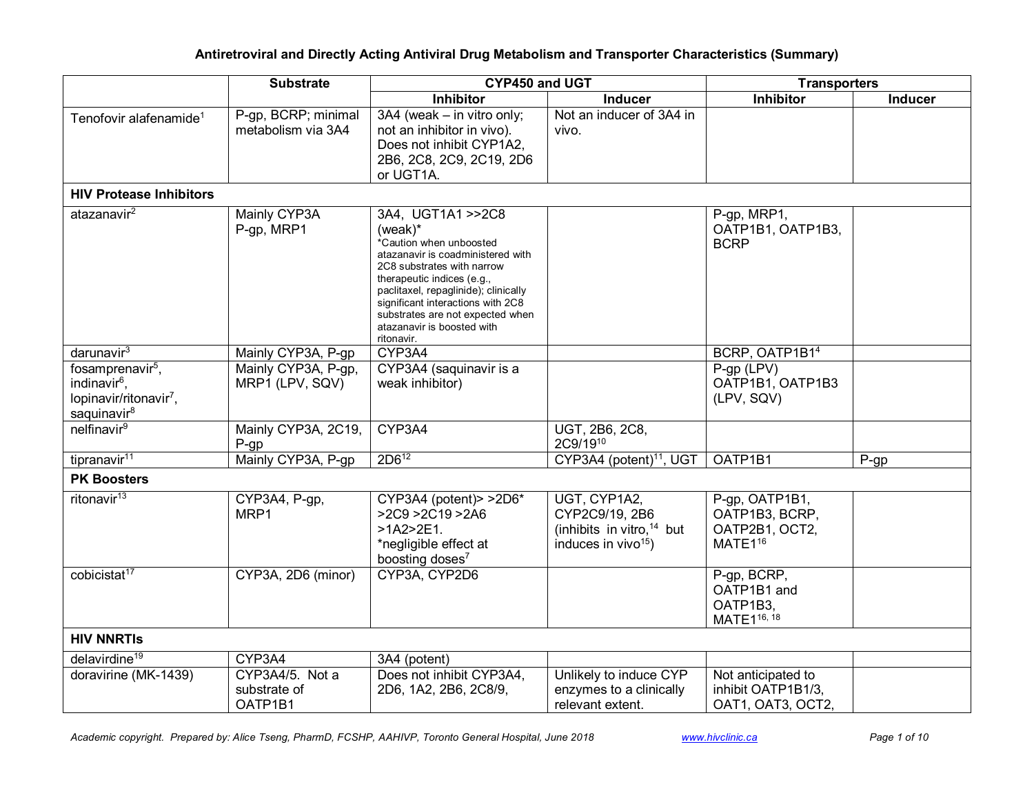# Antiretroviral and Directly Acting Antiviral Drug Metabolism and Transporter Characteristics (Summary)

| | Substrate | CYP450 and UGT | | Transporters | |
|---|---|---|---|---|---|
| | | Inhibitor | Inducer | Inhibitor | Inducer |
| Tenofovir alafenamide[1] | P-gp, BCRP; minimal metabolism via 3A4 | 3A4 (weak – in vitro only; not an inhibitor in vivo). Does not inhibit CYP1A2, 2B6, 2C8, 2C9, 2C19, 2D6 or UGT1A. | Not an inducer of 3A4 in vivo. | | |
| **HIV Protease Inhibitors** | | | | | |
| atazanavir[2] | Mainly CYP3A P-gp, MRP1 | 3A4, UGT1A1 >>2C8 (weak)* *Caution when unboosted atazanavir is coadministered with 2C8 substrates with narrow therapeutic indices (e.g., paclitaxel, repaglinide); clinically significant interactions with 2C8 substrates are not expected when atazanavir is boosted with ritonavir. | | P-gp, MRP1, OATP1B1, OATP1B3, BCRP | |
| darunavir[3] | Mainly CYP3A, P-gp | CYP3A4 | | BCRP, OATP1B1[4] | |
| fosamprenavir[5], indinavir[6], lopinavir/ritonavir[7], saquinavir[8] | Mainly CYP3A, P-gp, MRP1 (LPV, SQV) | CYP3A4 (saquinavir is a weak inhibitor) | | P-gp (LPV) OATP1B1, OATP1B3 (LPV, SQV) | |
| nelfinavir[9] | Mainly CYP3A, 2C19, P-gp | CYP3A4 | UGT, 2B6, 2C8, 2C9/19[10] | | |
| tipranavir[11] | Mainly CYP3A, P-gp | 2D6[12] | CYP3A4 (potent)[11], UGT | OATP1B1 | P-gp |
| **PK Boosters** | | | | | |
| ritonavir[13] | CYP3A4, P-gp, MRP1 | CYP3A4 (potent)> >2D6* >2C9 >2C19 >2A6 >1A2>2E1. *negligible effect at boosting doses[7] | UGT, CYP1A2, CYP2C9/19, 2B6 (inhibits in vitro,[14] but induces in vivo[15]) | P-gp, OATP1B1, OATP1B3, BCRP, OATP2B1, OCT2, MATE1[16] | |
| cobicistat[17] | CYP3A, 2D6 (minor) | CYP3A, CYP2D6 | | P-gp, BCRP, OATP1B1 and OATP1B3, MATE1[16, 18] | |
| **HIV NNRTIs** | | | | | |
| delavirdine[19] | CYP3A4 | 3A4 (potent) | | | |
| doravirine (MK-1439) | CYP3A4/5. Not a substrate of OATP1B1 | Does not inhibit CYP3A4, 2D6, 1A2, 2B6, 2C8/9, | Unlikely to induce CYP enzymes to a clinically relevant extent. | Not anticipated to inhibit OATP1B1/3, OAT1, OAT3, OCT2, | |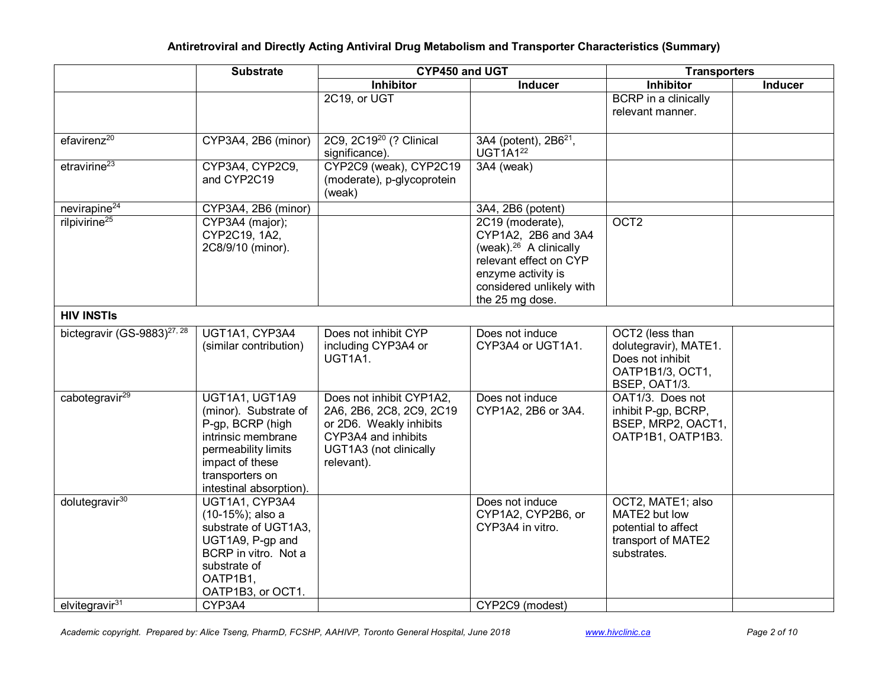**Antiretroviral and Directly Acting Antiviral Drug Metabolism and Transporter Characteristics (Summary)**

| | Substrate | CYP450 and UGT | | Transporters | |
|---|---|---|---|---|---|
| | | Inhibitor | Inducer | Inhibitor | Inducer |
| | | 2C19, or UGT | | BCRP in a clinically relevant manner. | |
| efavirenz[20] | CYP3A4, 2B6 (minor) | 2C9, 2C19[20] (? Clinical significance). | 3A4 (potent), 2B6[21], UGT1A1[22] | | |
| etravirine[23] | CYP3A4, CYP2C9, and CYP2C19 | CYP2C9 (weak), CYP2C19 (moderate), p-glycoprotein (weak) | 3A4 (weak) | | |
| nevirapine[24] | CYP3A4, 2B6 (minor) | | 3A4, 2B6 (potent) | | |
| rilpivirine[25] | CYP3A4 (major); CYP2C19, 1A2, 2C8/9/10 (minor). | | 2C19 (moderate), CYP1A2, 2B6 and 3A4 (weak).[26] A clinically relevant effect on CYP enzyme activity is considered unlikely with the 25 mg dose. | OCT2 | |
| **HIV INSTIs** | | | | | |
| bictegravir (GS-9883)[27, 28] | UGT1A1, CYP3A4 (similar contribution) | Does not inhibit CYP including CYP3A4 or UGT1A1. | Does not induce CYP3A4 or UGT1A1. | OCT2 (less than dolutegravir), MATE1. Does not inhibit OATP1B1/3, OCT1, BSEP, OAT1/3. | |
| cabotegravir[29] | UGT1A1, UGT1A9 (minor). Substrate of P-gp, BCRP (high intrinsic membrane permeability limits impact of these transporters on intestinal absorption). | Does not inhibit CYP1A2, 2A6, 2B6, 2C8, 2C9, 2C19 or 2D6. Weakly inhibits CYP3A4 and inhibits UGT1A3 (not clinically relevant). | Does not induce CYP1A2, 2B6 or 3A4. | OAT1/3. Does not inhibit P-gp, BCRP, BSEP, MRP2, OACT1, OATP1B1, OATP1B3. | |
| dolutegravir[30] | UGT1A1, CYP3A4 (10-15%); also a substrate of UGT1A3, UGT1A9, P-gp and BCRP in vitro. Not a substrate of OATP1B1, OATP1B3, or OCT1. | | Does not induce CYP1A2, CYP2B6, or CYP3A4 in vitro. | OCT2, MATE1; also MATE2 but low potential to affect transport of MATE2 substrates. | |
| elvitegravir[31] | CYP3A4 | | CYP2C9 (modest) | | |

*Academic copyright. Prepared by: Alice Tseng, PharmD, FCSHP, AAHIVP, Toronto General Hospital, June 2018* www.hivclinic.ca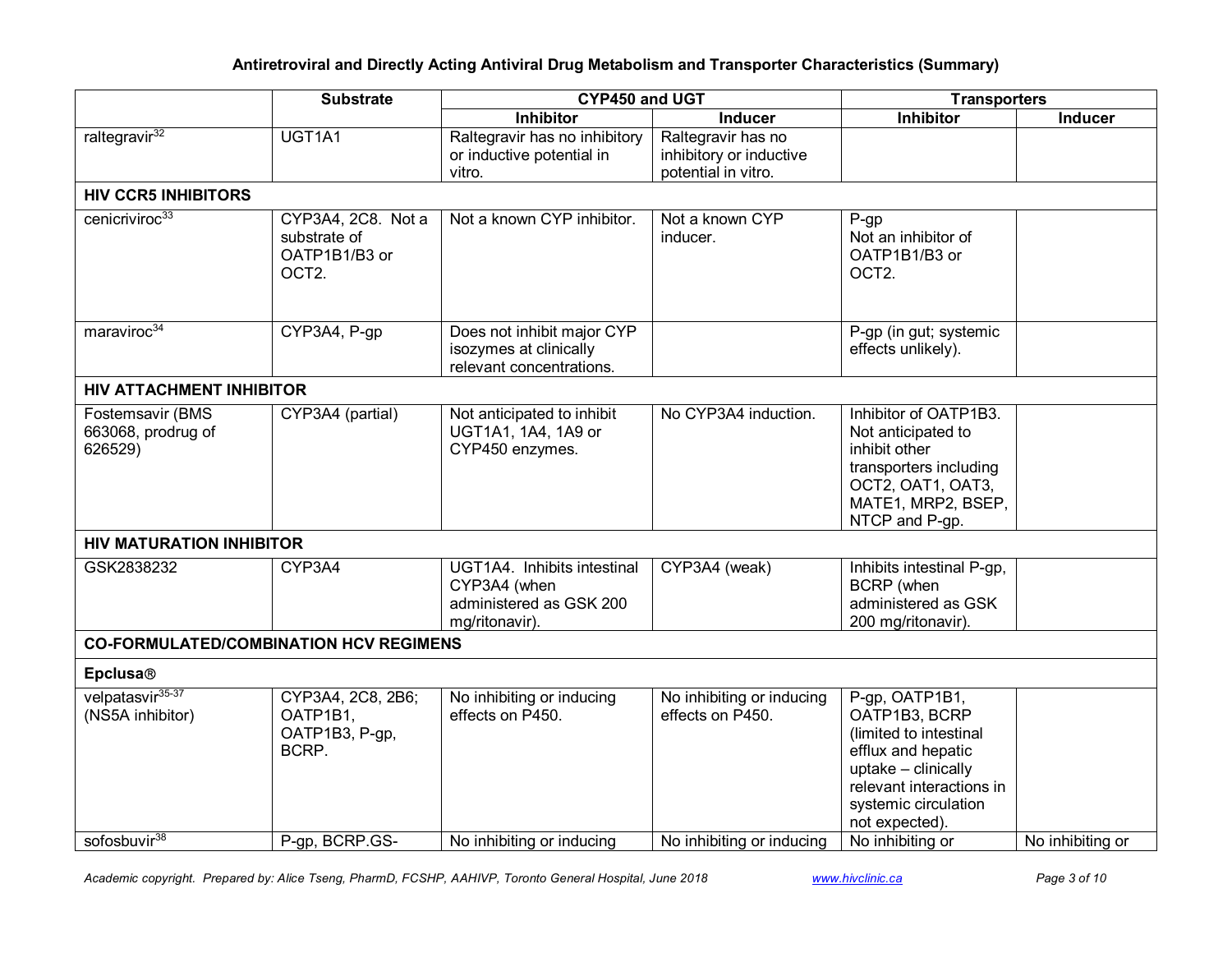## Antiretroviral and Directly Acting Antiviral Drug Metabolism and Transporter Characteristics (Summary)

| | Substrate | CYP450 and UGT | | Transporters | |
|---|---|---|---|---|---|
| | | Inhibitor | Inducer | Inhibitor | Inducer |
| raltegravir[32] | UGT1A1 | Raltegravir has no inhibitory or inductive potential in vitro. | Raltegravir has no inhibitory or inductive potential in vitro. | | |
| **HIV CCR5 INHIBITORS** | | | | | |
| cenicriviroc[33] | CYP3A4, 2C8. Not a substrate of OATP1B1/B3 or OCT2. | Not a known CYP inhibitor. | Not a known CYP inducer. | P-gp Not an inhibitor of OATP1B1/B3 or OCT2. | |
| maraviroc[34] | CYP3A4, P-gp | Does not inhibit major CYP isozymes at clinically relevant concentrations. | | P-gp (in gut; systemic effects unlikely). | |
| **HIV ATTACHMENT INHIBITOR** | | | | | |
| Fostemsavir (BMS 663068, prodrug of 626529) | CYP3A4 (partial) | Not anticipated to inhibit UGT1A1, 1A4, 1A9 or CYP450 enzymes. | No CYP3A4 induction. | Inhibitor of OATP1B3. Not anticipated to inhibit other transporters including OCT2, OAT1, OAT3, MATE1, MRP2, BSEP, NTCP and P-gp. | |
| **HIV MATURATION INHIBITOR** | | | | | |
| GSK2838232 | CYP3A4 | UGT1A4. Inhibits intestinal CYP3A4 (when administered as GSK 200 mg/ritonavir). | CYP3A4 (weak) | Inhibits intestinal P-gp, BCRP (when administered as GSK 200 mg/ritonavir). | |
| **CO-FORMULATED/COMBINATION HCV REGIMENS** | | | | | |
| **Epclusa®** | | | | | |
| velpatasvir[35-37] (NS5A inhibitor) | CYP3A4, 2C8, 2B6; OATP1B1, OATP1B3, P-gp, BCRP. | No inhibiting or inducing effects on P450. | No inhibiting or inducing effects on P450. | P-gp, OATP1B1, OATP1B3, BCRP (limited to intestinal efflux and hepatic uptake – clinically relevant interactions in systemic circulation not expected). | |
| sofosbuvir[38] | P-gp, BCRP.GS- | No inhibiting or inducing | No inhibiting or inducing | No inhibiting or | No inhibiting or |

*Academic copyright. Prepared by: Alice Tseng, PharmD, FCSHP, AAHIVP, Toronto General Hospital, June 2018* www.hivclinic.ca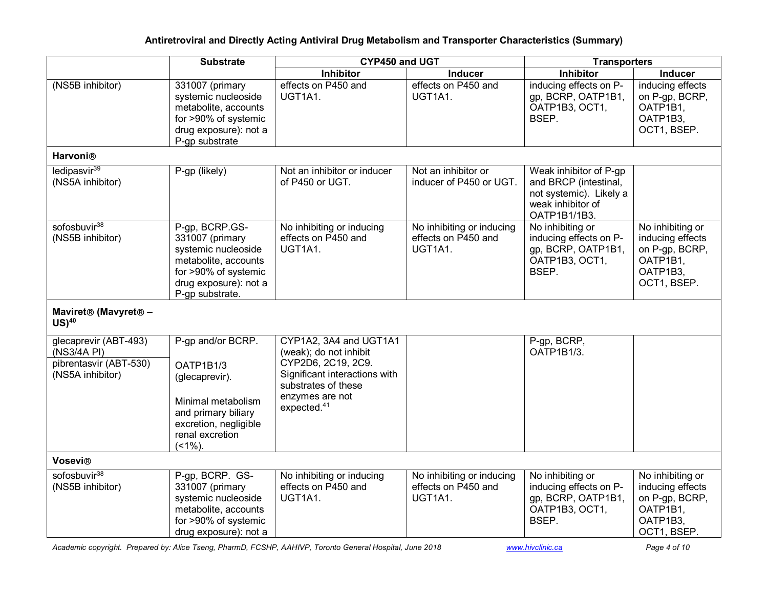## Antiretroviral and Directly Acting Antiviral Drug Metabolism and Transporter Characteristics (Summary)

| | Substrate | CYP450 and UGT | | Transporters | |
|---|---|---|---|---|---|
| | | Inhibitor | Inducer | Inhibitor | Inducer |
| (NS5B inhibitor) | 331007 (primary systemic nucleoside metabolite, accounts for >90% of systemic drug exposure): not a P-gp substrate | effects on P450 and UGT1A1. | effects on P450 and UGT1A1. | inducing effects on P-gp, BCRP, OATP1B1, OATP1B3, OCT1, BSEP. | inducing effects on P-gp, BCRP, OATP1B1, OATP1B3, OCT1, BSEP. |
| **Harvoni®** | | | | | |
| ledipasvir[39] (NS5A inhibitor) | P-gp (likely) | Not an inhibitor or inducer of P450 or UGT. | Not an inhibitor or inducer of P450 or UGT. | Weak inhibitor of P-gp and BRCP (intestinal, not systemic). Likely a weak inhibitor of OATP1B1/1B3. | |
| sofosbuvir[38] (NS5B inhibitor) | P-gp, BCRP.GS-331007 (primary systemic nucleoside metabolite, accounts for >90% of systemic drug exposure): not a P-gp substrate. | No inhibiting or inducing effects on P450 and UGT1A1. | No inhibiting or inducing effects on P450 and UGT1A1. | No inhibiting or inducing effects on P-gp, BCRP, OATP1B1, OATP1B3, OCT1, BSEP. | No inhibiting or inducing effects on P-gp, BCRP, OATP1B1, OATP1B3, OCT1, BSEP. |
| **Maviret® (Mavyret® – US)[40]** | | | | | |
| glecaprevir (ABT-493) (NS3/4A PI)<br>pibrentasvir (ABT-530) (NS5A inhibitor) | P-gp and/or BCRP.<br><br>OATP1B1/3 (glecaprevir).<br><br>Minimal metabolism and primary biliary excretion, negligible renal excretion (<1%). | CYP1A2, 3A4 and UGT1A1 (weak); do not inhibit CYP2D6, 2C19, 2C9. Significant interactions with substrates of these enzymes are not expected.[41] | | P-gp, BCRP, OATP1B1/3. | |
| **Vosevi®** | | | | | |
| sofosbuvir[38] (NS5B inhibitor) | P-gp, BCRP. GS-331007 (primary systemic nucleoside metabolite, accounts for >90% of systemic drug exposure): not a | No inhibiting or inducing effects on P450 and UGT1A1. | No inhibiting or inducing effects on P450 and UGT1A1. | No inhibiting or inducing effects on P-gp, BCRP, OATP1B1, OATP1B3, OCT1, BSEP. | No inhibiting or inducing effects on P-gp, BCRP, OATP1B1, OATP1B3, OCT1, BSEP. |

*Academic copyright. Prepared by: Alice Tseng, PharmD, FCSHP, AAHIVP, Toronto General Hospital, June 2018* www.hivclinic.ca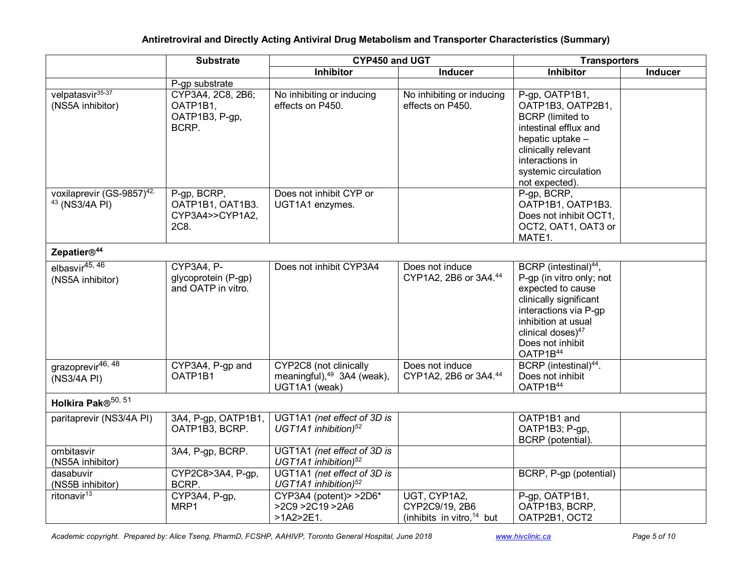**Antiretroviral and Directly Acting Antiviral Drug Metabolism and Transporter Characteristics (Summary)**

| | Substrate | CYP450 and UGT | | Transporters | |
|---|---|---|---|---|---|
| | | Inhibitor | Inducer | Inhibitor | Inducer |
| | P-gp substrate | | | | |
| velpatasvir[35-37] (NS5A inhibitor) | CYP3A4, 2C8, 2B6; OATP1B1, OATP1B3, P-gp, BCRP. | No inhibiting or inducing effects on P450. | No inhibiting or inducing effects on P450. | P-gp, OATP1B1, OATP1B3, OATP2B1, BCRP (limited to intestinal efflux and hepatic uptake – clinically relevant interactions in systemic circulation not expected). | |
| voxilaprevir (GS-9857)[42, 43] (NS3/4A PI) | P-gp, BCRP, OATP1B1, OAT1B3. CYP3A4>>CYP1A2, 2C8. | Does not inhibit CYP or UGT1A1 enzymes. | | P-gp, BCRP, OATP1B1, OATP1B3. Does not inhibit OCT1, OCT2, OAT1, OAT3 or MATE1. | |
| **Zepatier®[44]** | | | | | |
| elbasvir[45, 46] (NS5A inhibitor) | CYP3A4, P-glycoprotein (P-gp) and OATP in vitro. | Does not inhibit CYP3A4 | Does not induce CYP1A2, 2B6 or 3A4.[44] | BCRP (intestinal)[44], P-gp (in vitro only; not expected to cause clinically significant interactions via P-gp inhibition at usual clinical doses)[47] Does not inhibit OATP1B[44] | |
| grazoprevir[46, 48] (NS3/4A PI) | CYP3A4, P-gp and OATP1B1 | CYP2C8 (not clinically meaningful),[49] 3A4 (weak), UGT1A1 (weak) | Does not induce CYP1A2, 2B6 or 3A4.[44] | BCRP (intestinal)[44]. Does not inhibit OATP1B[44] | |
| **Holkira Pak®[50, 51]** | | | | | |
| paritaprevir (NS3/4A PI) | 3A4, P-gp, OATP1B1, OATP1B3, BCRP. | UGT1A1 *(net effect of 3D is UGT1A1 inhibition)[52]* | | OATP1B1 and OATP1B3; P-gp, BCRP (potential). | |
| ombitasvir (NS5A inhibitor) | 3A4, P-gp, BCRP. | UGT1A1 *(net effect of 3D is UGT1A1 inhibition)[52]* | | | |
| dasabuvir (NS5B inhibitor) | CYP2C8>3A4, P-gp, BCRP. | UGT1A1 *(net effect of 3D is UGT1A1 inhibition)[52]* | | BCRP, P-gp (potential) | |
| ritonavir[13] | CYP3A4, P-gp, MRP1 | CYP3A4 (potent)> >2D6* >2C9 >2C19 >2A6 >1A2>2E1. | UGT, CYP1A2, CYP2C9/19, 2B6 (inhibits in vitro,[14] but | P-gp, OATP1B1, OATP1B3, BCRP, OATP2B1, OCT2 | |

*Academic copyright. Prepared by: Alice Tseng, PharmD, FCSHP, AAHIVP, Toronto General Hospital, June 2018* www.hivclinic.ca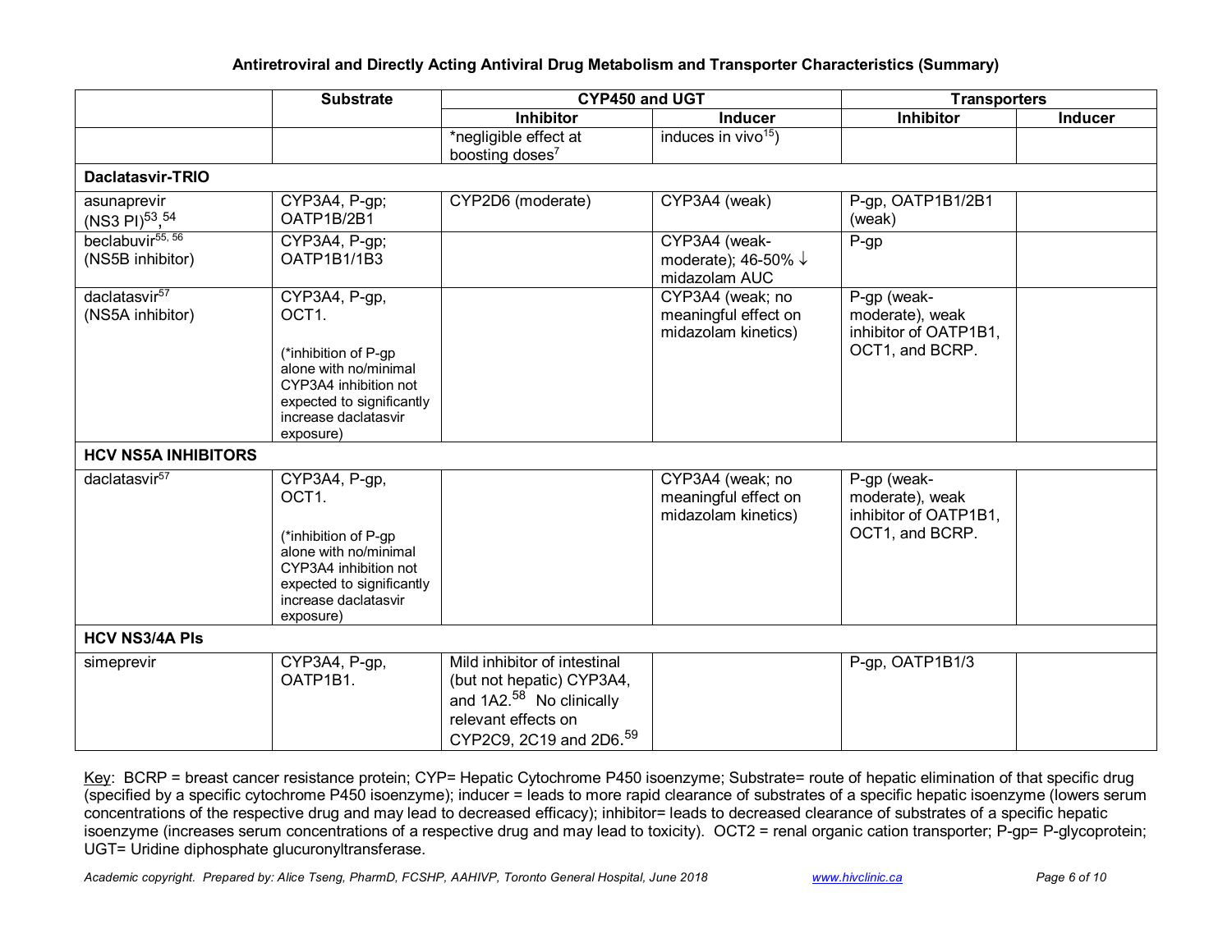**Antiretroviral and Directly Acting Antiviral Drug Metabolism and Transporter Characteristics (Summary)**

| | Substrate | CYP450 and UGT | | Transporters | |
|---|---|---|---|---|---|
| | | Inhibitor | Inducer | Inhibitor | Inducer |
| | | *negligible effect at boosting doses[7] | induces in vivo[15]) | | |
| **Daclatasvir-TRIO** | | | | | |
| asunaprevir (NS3 PI)[53],[54] | CYP3A4, P-gp; OATP1B/2B1 | CYP2D6 (moderate) | CYP3A4 (weak) | P-gp, OATP1B1/2B1 (weak) | |
| beclabuvir[55, 56] (NS5B inhibitor) | CYP3A4, P-gp; OATP1B1/1B3 | | CYP3A4 (weak-moderate); 46-50% ↓ midazolam AUC | P-gp | |
| daclatasvir[57] (NS5A inhibitor) | CYP3A4, P-gp, OCT1. (*inhibition of P-gp alone with no/minimal CYP3A4 inhibition not expected to significantly increase daclatasvir exposure) | | CYP3A4 (weak; no meaningful effect on midazolam kinetics) | P-gp (weak-moderate), weak inhibitor of OATP1B1, OCT1, and BCRP. | |
| **HCV NS5A INHIBITORS** | | | | | |
| daclatasvir[57] | CYP3A4, P-gp, OCT1. (*inhibition of P-gp alone with no/minimal CYP3A4 inhibition not expected to significantly increase daclatasvir exposure) | | CYP3A4 (weak; no meaningful effect on midazolam kinetics) | P-gp (weak-moderate), weak inhibitor of OATP1B1, OCT1, and BCRP. | |
| **HCV NS3/4A PIs** | | | | | |
| simeprevir | CYP3A4, P-gp, OATP1B1. | Mild inhibitor of intestinal (but not hepatic) CYP3A4, and 1A2.[58] No clinically relevant effects on CYP2C9, 2C19 and 2D6.[59] | | P-gp, OATP1B1/3 | |

Key: BCRP = breast cancer resistance protein; CYP= Hepatic Cytochrome P450 isoenzyme; Substrate= route of hepatic elimination of that specific drug (specified by a specific cytochrome P450 isoenzyme); inducer = leads to more rapid clearance of substrates of a specific hepatic isoenzyme (lowers serum concentrations of the respective drug and may lead to decreased efficacy); inhibitor= leads to decreased clearance of substrates of a specific hepatic isoenzyme (increases serum concentrations of a respective drug and may lead to toxicity). OCT2 = renal organic cation transporter; P-gp= P-glycoprotein; UGT= Uridine diphosphate glucuronyltransferase.

*Academic copyright. Prepared by: Alice Tseng, PharmD, FCSHP, AAHIVP, Toronto General Hospital, June 2018* www.hivclinic.ca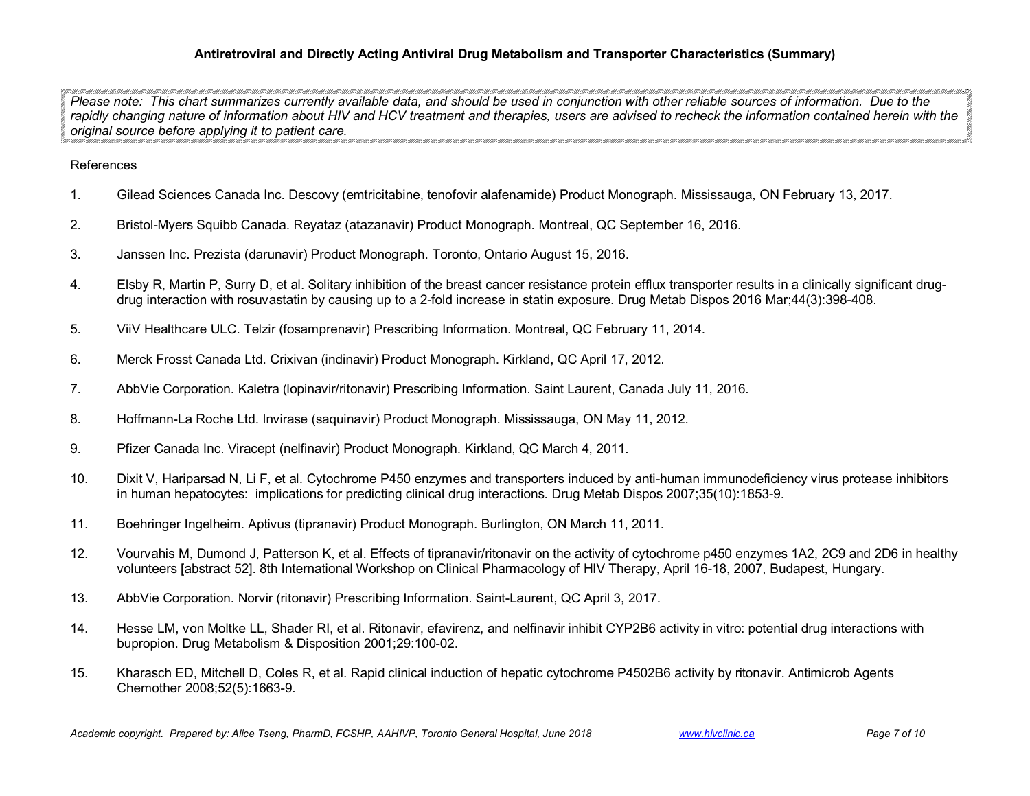**Antiretroviral and Directly Acting Antiviral Drug Metabolism and Transporter Characteristics (Summary)**

*Please note: This chart summarizes currently available data, and should be used in conjunction with other reliable sources of information. Due to the rapidly changing nature of information about HIV and HCV treatment and therapies, users are advised to recheck the information contained herein with the original source before applying it to patient care.*

References

1. Gilead Sciences Canada Inc. Descovy (emtricitabine, tenofovir alafenamide) Product Monograph. Mississauga, ON February 13, 2017.
2. Bristol-Myers Squibb Canada. Reyataz (atazanavir) Product Monograph. Montreal, QC September 16, 2016.
3. Janssen Inc. Prezista (darunavir) Product Monograph. Toronto, Ontario August 15, 2016.
4. Elsby R, Martin P, Surry D, et al. Solitary inhibition of the breast cancer resistance protein efflux transporter results in a clinically significant drug-drug interaction with rosuvastatin by causing up to a 2-fold increase in statin exposure. Drug Metab Dispos 2016 Mar;44(3):398-408.
5. ViiV Healthcare ULC. Telzir (fosamprenavir) Prescribing Information. Montreal, QC February 11, 2014.
6. Merck Frosst Canada Ltd. Crixivan (indinavir) Product Monograph. Kirkland, QC April 17, 2012.
7. AbbVie Corporation. Kaletra (lopinavir/ritonavir) Prescribing Information. Saint Laurent, Canada July 11, 2016.
8. Hoffmann-La Roche Ltd. Invirase (saquinavir) Product Monograph. Mississauga, ON May 11, 2012.
9. Pfizer Canada Inc. Viracept (nelfinavir) Product Monograph. Kirkland, QC March 4, 2011.
10. Dixit V, Hariparsad N, Li F, et al. Cytochrome P450 enzymes and transporters induced by anti-human immunodeficiency virus protease inhibitors in human hepatocytes: implications for predicting clinical drug interactions. Drug Metab Dispos 2007;35(10):1853-9.
11. Boehringer Ingelheim. Aptivus (tipranavir) Product Monograph. Burlington, ON March 11, 2011.
12. Vourvahis M, Dumond J, Patterson K, et al. Effects of tipranavir/ritonavir on the activity of cytochrome p450 enzymes 1A2, 2C9 and 2D6 in healthy volunteers [abstract 52]. 8th International Workshop on Clinical Pharmacology of HIV Therapy, April 16-18, 2007, Budapest, Hungary.
13. AbbVie Corporation. Norvir (ritonavir) Prescribing Information. Saint-Laurent, QC April 3, 2017.
14. Hesse LM, von Moltke LL, Shader RI, et al. Ritonavir, efavirenz, and nelfinavir inhibit CYP2B6 activity in vitro: potential drug interactions with bupropion. Drug Metabolism & Disposition 2001;29:100-02.
15. Kharasch ED, Mitchell D, Coles R, et al. Rapid clinical induction of hepatic cytochrome P4502B6 activity by ritonavir. Antimicrob Agents Chemother 2008;52(5):1663-9.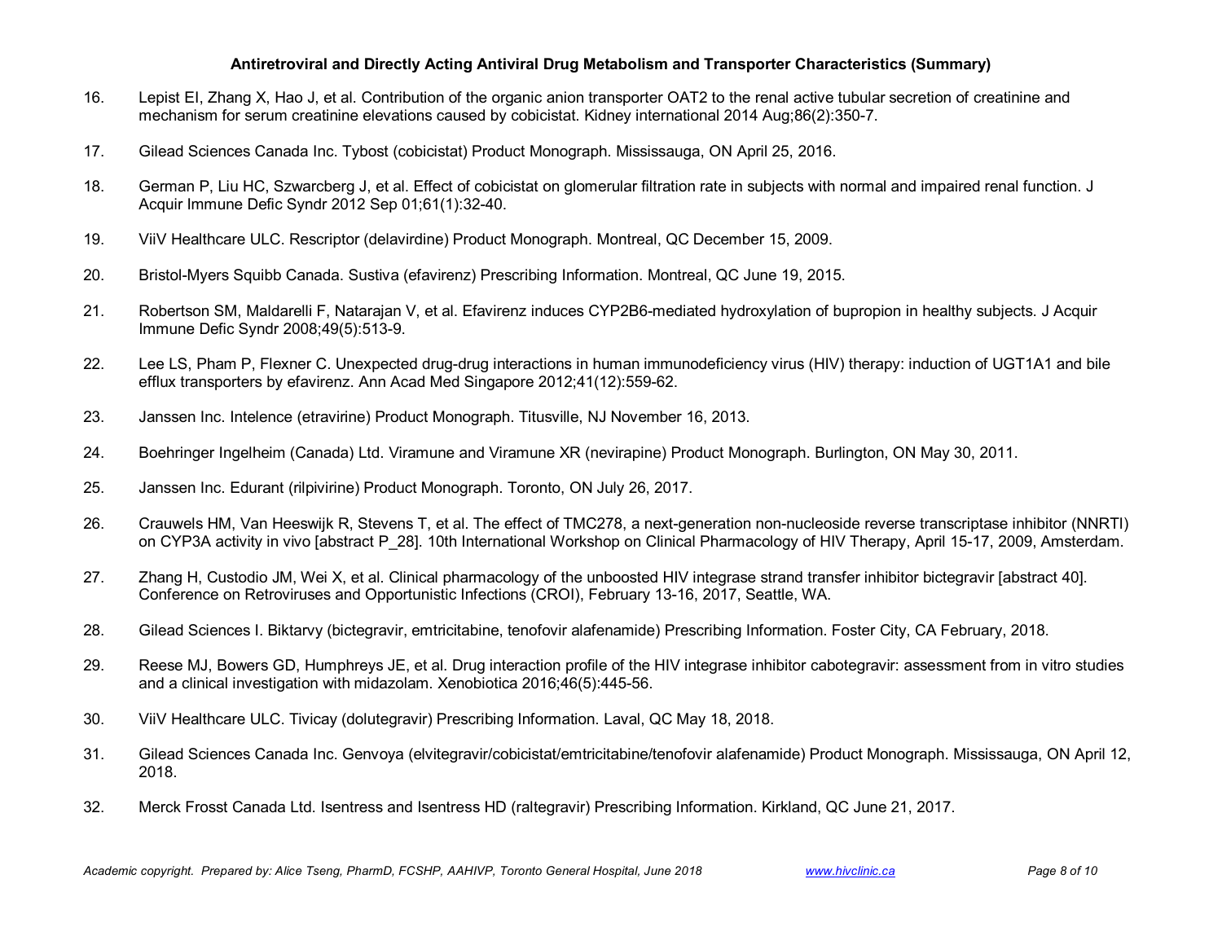16. Lepist EI, Zhang X, Hao J, et al. Contribution of the organic anion transporter OAT2 to the renal active tubular secretion of creatinine and mechanism for serum creatinine elevations caused by cobicistat. Kidney international 2014 Aug;86(2):350-7.

17. Gilead Sciences Canada Inc. Tybost (cobicistat) Product Monograph. Mississauga, ON April 25, 2016.

18. German P, Liu HC, Szwarcberg J, et al. Effect of cobicistat on glomerular filtration rate in subjects with normal and impaired renal function. J Acquir Immune Defic Syndr 2012 Sep 01;61(1):32-40.

19. ViiV Healthcare ULC. Rescriptor (delavirdine) Product Monograph. Montreal, QC December 15, 2009.

20. Bristol-Myers Squibb Canada. Sustiva (efavirenz) Prescribing Information. Montreal, QC June 19, 2015.

21. Robertson SM, Maldarelli F, Natarajan V, et al. Efavirenz induces CYP2B6-mediated hydroxylation of bupropion in healthy subjects. J Acquir Immune Defic Syndr 2008;49(5):513-9.

22. Lee LS, Pham P, Flexner C. Unexpected drug-drug interactions in human immunodeficiency virus (HIV) therapy: induction of UGT1A1 and bile efflux transporters by efavirenz. Ann Acad Med Singapore 2012;41(12):559-62.

23. Janssen Inc. Intelence (etravirine) Product Monograph. Titusville, NJ November 16, 2013.

24. Boehringer Ingelheim (Canada) Ltd. Viramune and Viramune XR (nevirapine) Product Monograph. Burlington, ON May 30, 2011.

25. Janssen Inc. Edurant (rilpivirine) Product Monograph. Toronto, ON July 26, 2017.

26. Crauwels HM, Van Heeswijk R, Stevens T, et al. The effect of TMC278, a next-generation non-nucleoside reverse transcriptase inhibitor (NNRTI) on CYP3A activity in vivo [abstract P_28]. 10th International Workshop on Clinical Pharmacology of HIV Therapy, April 15-17, 2009, Amsterdam.

27. Zhang H, Custodio JM, Wei X, et al. Clinical pharmacology of the unboosted HIV integrase strand transfer inhibitor bictegravir [abstract 40]. Conference on Retroviruses and Opportunistic Infections (CROI), February 13-16, 2017, Seattle, WA.

28. Gilead Sciences I. Biktarvy (bictegravir, emtricitabine, tenofovir alafenamide) Prescribing Information. Foster City, CA February, 2018.

29. Reese MJ, Bowers GD, Humphreys JE, et al. Drug interaction profile of the HIV integrase inhibitor cabotegravir: assessment from in vitro studies and a clinical investigation with midazolam. Xenobiotica 2016;46(5):445-56.

30. ViiV Healthcare ULC. Tivicay (dolutegravir) Prescribing Information. Laval, QC May 18, 2018.

31. Gilead Sciences Canada Inc. Genvoya (elvitegravir/cobicistat/emtricitabine/tenofovir alafenamide) Product Monograph. Mississauga, ON April 12, 2018.

32. Merck Frosst Canada Ltd. Isentress and Isentress HD (raltegravir) Prescribing Information. Kirkland, QC June 21, 2017.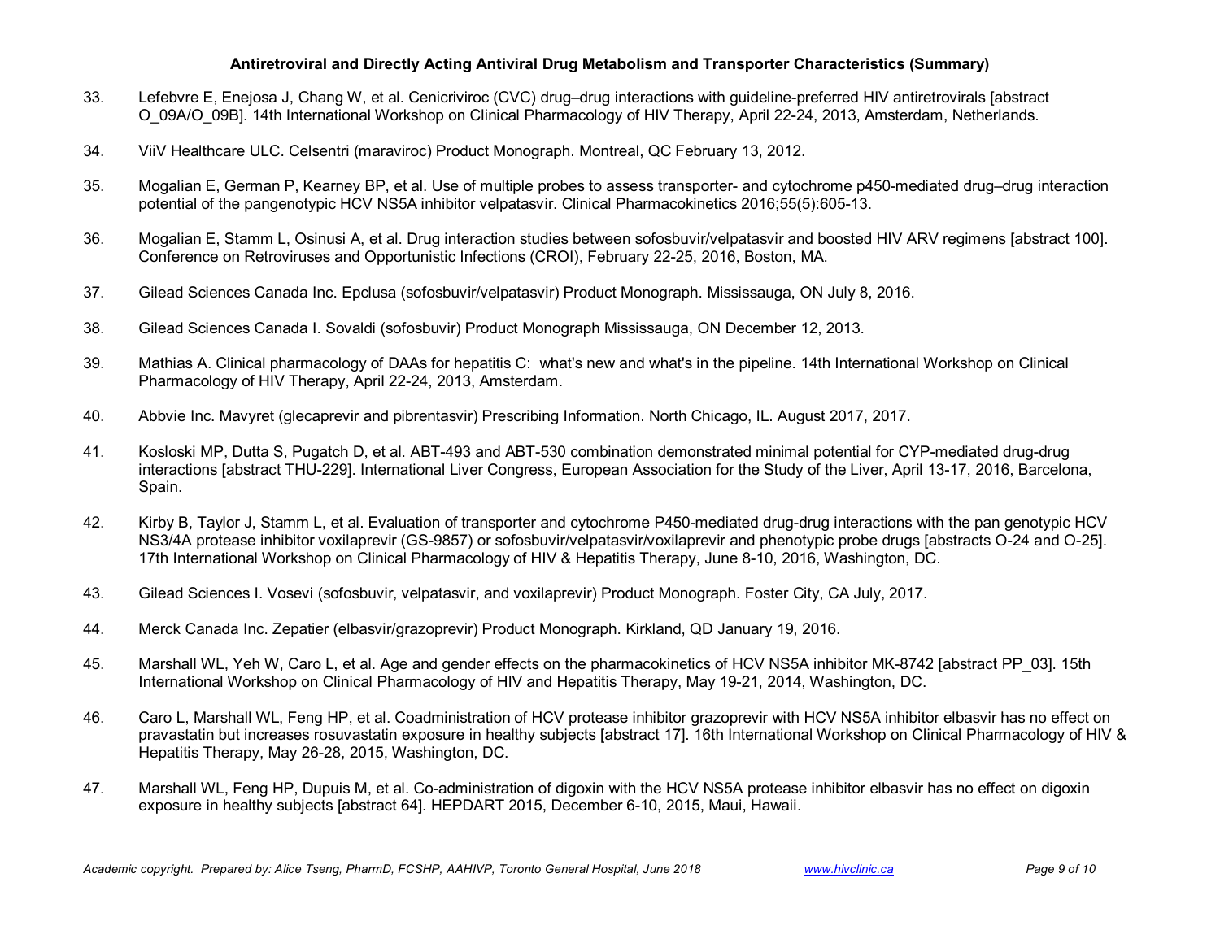33. Lefebvre E, Enejosa J, Chang W, et al. Cenicriviroc (CVC) drug–drug interactions with guideline-preferred HIV antiretrovirals [abstract O_09A/O_09B]. 14th International Workshop on Clinical Pharmacology of HIV Therapy, April 22-24, 2013, Amsterdam, Netherlands.

34. ViiV Healthcare ULC. Celsentri (maraviroc) Product Monograph. Montreal, QC February 13, 2012.

35. Mogalian E, German P, Kearney BP, et al. Use of multiple probes to assess transporter- and cytochrome p450-mediated drug–drug interaction potential of the pangenotypic HCV NS5A inhibitor velpatasvir. Clinical Pharmacokinetics 2016;55(5):605-13.

36. Mogalian E, Stamm L, Osinusi A, et al. Drug interaction studies between sofosbuvir/velpatasvir and boosted HIV ARV regimens [abstract 100]. Conference on Retroviruses and Opportunistic Infections (CROI), February 22-25, 2016, Boston, MA.

37. Gilead Sciences Canada Inc. Epclusa (sofosbuvir/velpatasvir) Product Monograph. Mississauga, ON July 8, 2016.

38. Gilead Sciences Canada I. Sovaldi (sofosbuvir) Product Monograph Mississauga, ON December 12, 2013.

39. Mathias A. Clinical pharmacology of DAAs for hepatitis C: what's new and what's in the pipeline. 14th International Workshop on Clinical Pharmacology of HIV Therapy, April 22-24, 2013, Amsterdam.

40. Abbvie Inc. Mavyret (glecaprevir and pibrentasvir) Prescribing Information. North Chicago, IL. August 2017, 2017.

41. Kosloski MP, Dutta S, Pugatch D, et al. ABT-493 and ABT-530 combination demonstrated minimal potential for CYP-mediated drug-drug interactions [abstract THU-229]. International Liver Congress, European Association for the Study of the Liver, April 13-17, 2016, Barcelona, Spain.

42. Kirby B, Taylor J, Stamm L, et al. Evaluation of transporter and cytochrome P450-mediated drug-drug interactions with the pan genotypic HCV NS3/4A protease inhibitor voxilaprevir (GS-9857) or sofosbuvir/velpatasvir/voxilaprevir and phenotypic probe drugs [abstracts O-24 and O-25]. 17th International Workshop on Clinical Pharmacology of HIV & Hepatitis Therapy, June 8-10, 2016, Washington, DC.

43. Gilead Sciences I. Vosevi (sofosbuvir, velpatasvir, and voxilaprevir) Product Monograph. Foster City, CA July, 2017.

44. Merck Canada Inc. Zepatier (elbasvir/grazoprevir) Product Monograph. Kirkland, QD January 19, 2016.

45. Marshall WL, Yeh W, Caro L, et al. Age and gender effects on the pharmacokinetics of HCV NS5A inhibitor MK-8742 [abstract PP_03]. 15th International Workshop on Clinical Pharmacology of HIV and Hepatitis Therapy, May 19-21, 2014, Washington, DC.

46. Caro L, Marshall WL, Feng HP, et al. Coadministration of HCV protease inhibitor grazoprevir with HCV NS5A inhibitor elbasvir has no effect on pravastatin but increases rosuvastatin exposure in healthy subjects [abstract 17]. 16th International Workshop on Clinical Pharmacology of HIV & Hepatitis Therapy, May 26-28, 2015, Washington, DC.

47. Marshall WL, Feng HP, Dupuis M, et al. Co-administration of digoxin with the HCV NS5A protease inhibitor elbasvir has no effect on digoxin exposure in healthy subjects [abstract 64]. HEPDART 2015, December 6-10, 2015, Maui, Hawaii.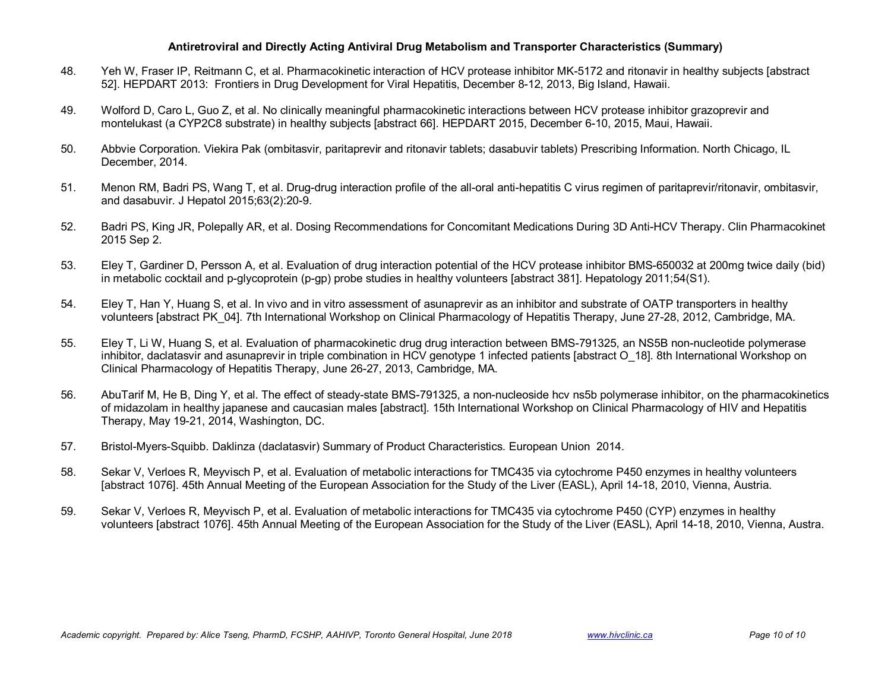48. Yeh W, Fraser IP, Reitmann C, et al. Pharmacokinetic interaction of HCV protease inhibitor MK-5172 and ritonavir in healthy subjects [abstract 52]. HEPDART 2013: Frontiers in Drug Development for Viral Hepatitis, December 8-12, 2013, Big Island, Hawaii.

49. Wolford D, Caro L, Guo Z, et al. No clinically meaningful pharmacokinetic interactions between HCV protease inhibitor grazoprevir and montelukast (a CYP2C8 substrate) in healthy subjects [abstract 66]. HEPDART 2015, December 6-10, 2015, Maui, Hawaii.

50. Abbvie Corporation. Viekira Pak (ombitasvir, paritaprevir and ritonavir tablets; dasabuvir tablets) Prescribing Information. North Chicago, IL December, 2014.

51. Menon RM, Badri PS, Wang T, et al. Drug-drug interaction profile of the all-oral anti-hepatitis C virus regimen of paritaprevir/ritonavir, ombitasvir, and dasabuvir. J Hepatol 2015;63(2):20-9.

52. Badri PS, King JR, Polepally AR, et al. Dosing Recommendations for Concomitant Medications During 3D Anti-HCV Therapy. Clin Pharmacokinet 2015 Sep 2.

53. Eley T, Gardiner D, Persson A, et al. Evaluation of drug interaction potential of the HCV protease inhibitor BMS-650032 at 200mg twice daily (bid) in metabolic cocktail and p-glycoprotein (p-gp) probe studies in healthy volunteers [abstract 381]. Hepatology 2011;54(S1).

54. Eley T, Han Y, Huang S, et al. In vivo and in vitro assessment of asunaprevir as an inhibitor and substrate of OATP transporters in healthy volunteers [abstract PK_04]. 7th International Workshop on Clinical Pharmacology of Hepatitis Therapy, June 27-28, 2012, Cambridge, MA.

55. Eley T, Li W, Huang S, et al. Evaluation of pharmacokinetic drug drug interaction between BMS-791325, an NS5B non-nucleotide polymerase inhibitor, daclatasvir and asunaprevir in triple combination in HCV genotype 1 infected patients [abstract O_18]. 8th International Workshop on Clinical Pharmacology of Hepatitis Therapy, June 26-27, 2013, Cambridge, MA.

56. AbuTarif M, He B, Ding Y, et al. The effect of steady-state BMS-791325, a non-nucleoside hcv ns5b polymerase inhibitor, on the pharmacokinetics of midazolam in healthy japanese and caucasian males [abstract]. 15th International Workshop on Clinical Pharmacology of HIV and Hepatitis Therapy, May 19-21, 2014, Washington, DC.

57. Bristol-Myers-Squibb. Daklinza (daclatasvir) Summary of Product Characteristics. European Union 2014.

58. Sekar V, Verloes R, Meyvisch P, et al. Evaluation of metabolic interactions for TMC435 via cytochrome P450 enzymes in healthy volunteers [abstract 1076]. 45th Annual Meeting of the European Association for the Study of the Liver (EASL), April 14-18, 2010, Vienna, Austria.

59. Sekar V, Verloes R, Meyvisch P, et al. Evaluation of metabolic interactions for TMC435 via cytochrome P450 (CYP) enzymes in healthy volunteers [abstract 1076]. 45th Annual Meeting of the European Association for the Study of the Liver (EASL), April 14-18, 2010, Vienna, Austra.